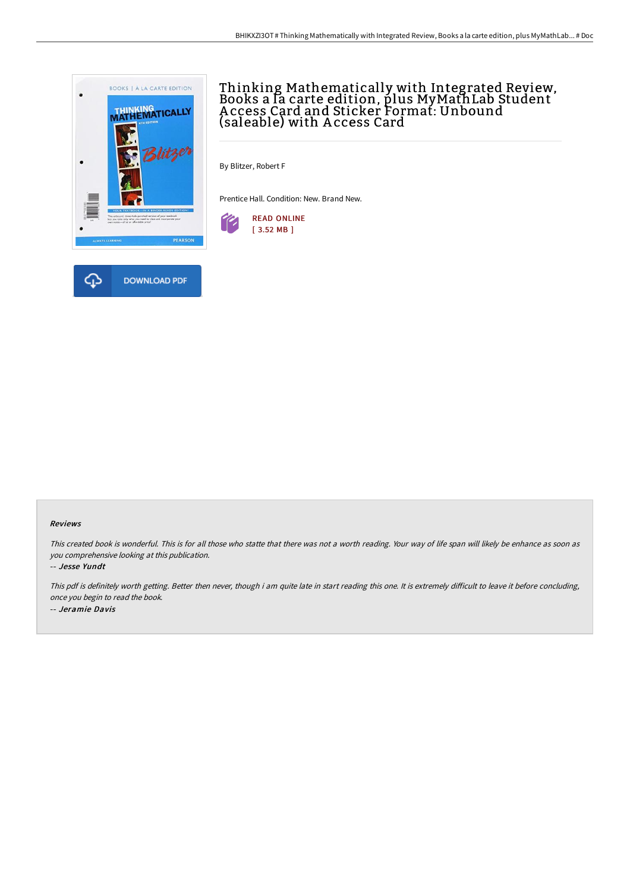# Thinking Mathematically with Integrated Review, Books a la carte edition, plus MyMathLab Student Access Card and Sticker Format: Unbound (saleable) with Access Card

By Blitzer, Robert F

Prentice Hall. Condition: New. Brand New.

READ ONLINE
[ 3.52 MB ]

DOWNLOAD PDF

### Reviews

*This created book is wonderful. This is for all those who statte that there was not a worth reading. Your way of life span will likely be enhance as soon as you comprehensive looking at this publication.*

*-- Jesse Yundt*

*This pdf is definitely worth getting. Better then never, though i am quite late in start reading this one. It is extremely difficult to leave it before concluding, once you begin to read the book.*

*-- Jeramie Davis*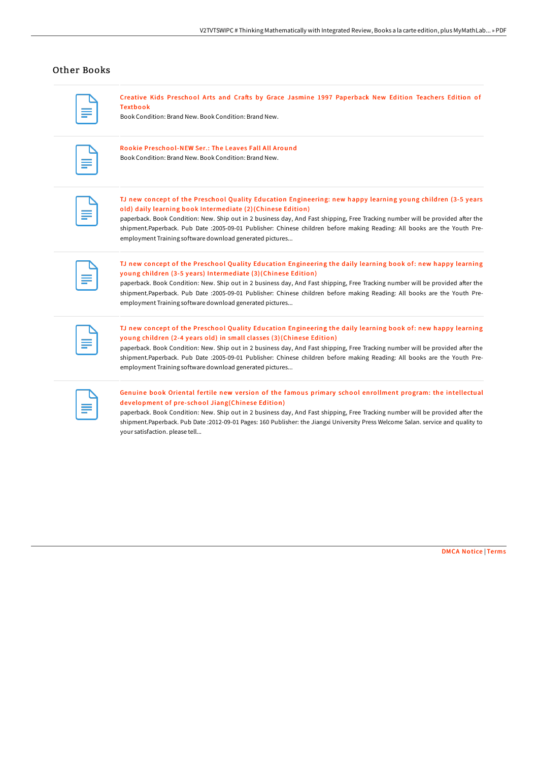## Other Books

**Creative Kids Preschool Arts and Crafts by Grace Jasmine 1997 Paperback New Edition Teachers Edition of Textbook**

Book Condition: Brand New. Book Condition: Brand New.

**Rookie Preschool-NEW Ser.: The Leaves Fall All Around**

Book Condition: Brand New. Book Condition: Brand New.

**TJ new concept of the Preschool Quality Education Engineering: new happy learning young children (3-5 years old) daily learning book Intermediate (2)(Chinese Edition)**

paperback. Book Condition: New. Ship out in 2 business day, And Fast shipping, Free Tracking number will be provided after the shipment.Paperback. Pub Date :2005-09-01 Publisher: Chinese children before making Reading: All books are the Youth Pre-employment Training software download generated pictures...

**TJ new concept of the Preschool Quality Education Engineering the daily learning book of: new happy learning young children (3-5 years) Intermediate (3)(Chinese Edition)**

paperback. Book Condition: New. Ship out in 2 business day, And Fast shipping, Free Tracking number will be provided after the shipment.Paperback. Pub Date :2005-09-01 Publisher: Chinese children before making Reading: All books are the Youth Pre-employment Training software download generated pictures...

**TJ new concept of the Preschool Quality Education Engineering the daily learning book of: new happy learning young children (2-4 years old) in small classes (3)(Chinese Edition)**

paperback. Book Condition: New. Ship out in 2 business day, And Fast shipping, Free Tracking number will be provided after the shipment.Paperback. Pub Date :2005-09-01 Publisher: Chinese children before making Reading: All books are the Youth Pre-employment Training software download generated pictures...

**Genuine book Oriental fertile new version of the famous primary school enrollment program: the intellectual development of pre-school Jiang(Chinese Edition)**

paperback. Book Condition: New. Ship out in 2 business day, And Fast shipping, Free Tracking number will be provided after the shipment.Paperback. Pub Date :2012-09-01 Pages: 160 Publisher: the Jiangxi University Press Welcome Salan. service and quality to your satisfaction. please tell...